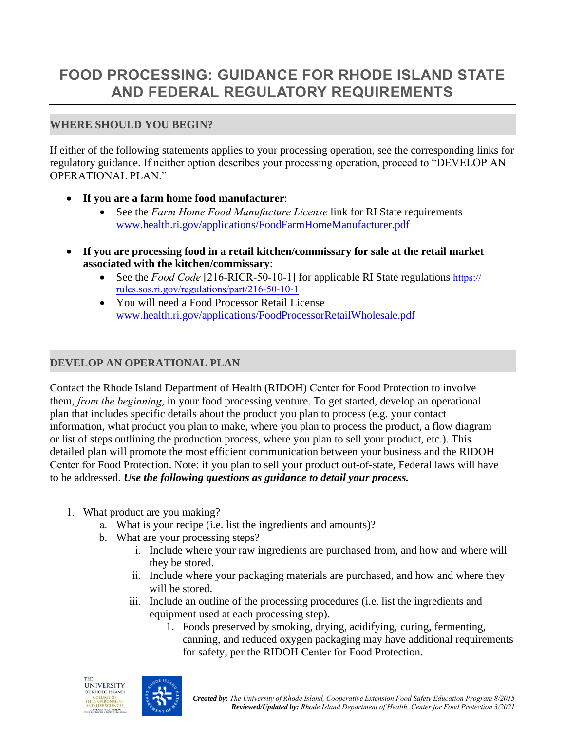# FOOD PROCESSING: GUIDANCE FOR RHODE ISLAND STATE AND FEDERAL REGULATORY REQUIREMENTS

## WHERE SHOULD YOU BEGIN?

If either of the following statements applies to your processing operation, see the corresponding links for regulatory guidance. If neither option describes your processing operation, proceed to "DEVELOP AN OPERATIONAL PLAN."

- **If you are a farm home food manufacturer**:
  - See the *Farm Home Food Manufacture License* link for RI State requirements www.health.ri.gov/applications/FoodFarmHomeManufacturer.pdf

- **If you are processing food in a retail kitchen/commissary for sale at the retail market associated with the kitchen/commissary**:
  - See the *Food Code* [216-RICR-50-10-1] for applicable RI State regulations https://rules.sos.ri.gov/regulations/part/216-50-10-1
  - You will need a Food Processor Retail License www.health.ri.gov/applications/FoodProcessorRetailWholesale.pdf

## DEVELOP AN OPERATIONAL PLAN

Contact the Rhode Island Department of Health (RIDOH) Center for Food Protection to involve them, *from the beginning*, in your food processing venture. To get started, develop an operational plan that includes specific details about the product you plan to process (e.g. your contact information, what product you plan to make, where you plan to process the product, a flow diagram or list of steps outlining the production process, where you plan to sell your product, etc.). This detailed plan will promote the most efficient communication between your business and the RIDOH Center for Food Protection. Note: if you plan to sell your product out-of-state, Federal laws will have to be addressed. ***Use the following questions as guidance to detail your process.***

1. What product are you making?
   a. What is your recipe (i.e. list the ingredients and amounts)?
   b. What are your processing steps?
      i. Include where your raw ingredients are purchased from, and how and where will they be stored.
      ii. Include where your packaging materials are purchased, and how and where they will be stored.
      iii. Include an outline of the processing procedures (i.e. list the ingredients and equipment used at each processing step).
         1. Foods preserved by smoking, drying, acidifying, curing, fermenting, canning, and reduced oxygen packaging may have additional requirements for safety, per the RIDOH Center for Food Protection.

***Created by:*** *The University of Rhode Island, Cooperative Extension Food Safety Education Program 8/2015*
***Reviewed/Updated by:*** *Rhode Island Department of Health, Center for Food Protection 3/2021*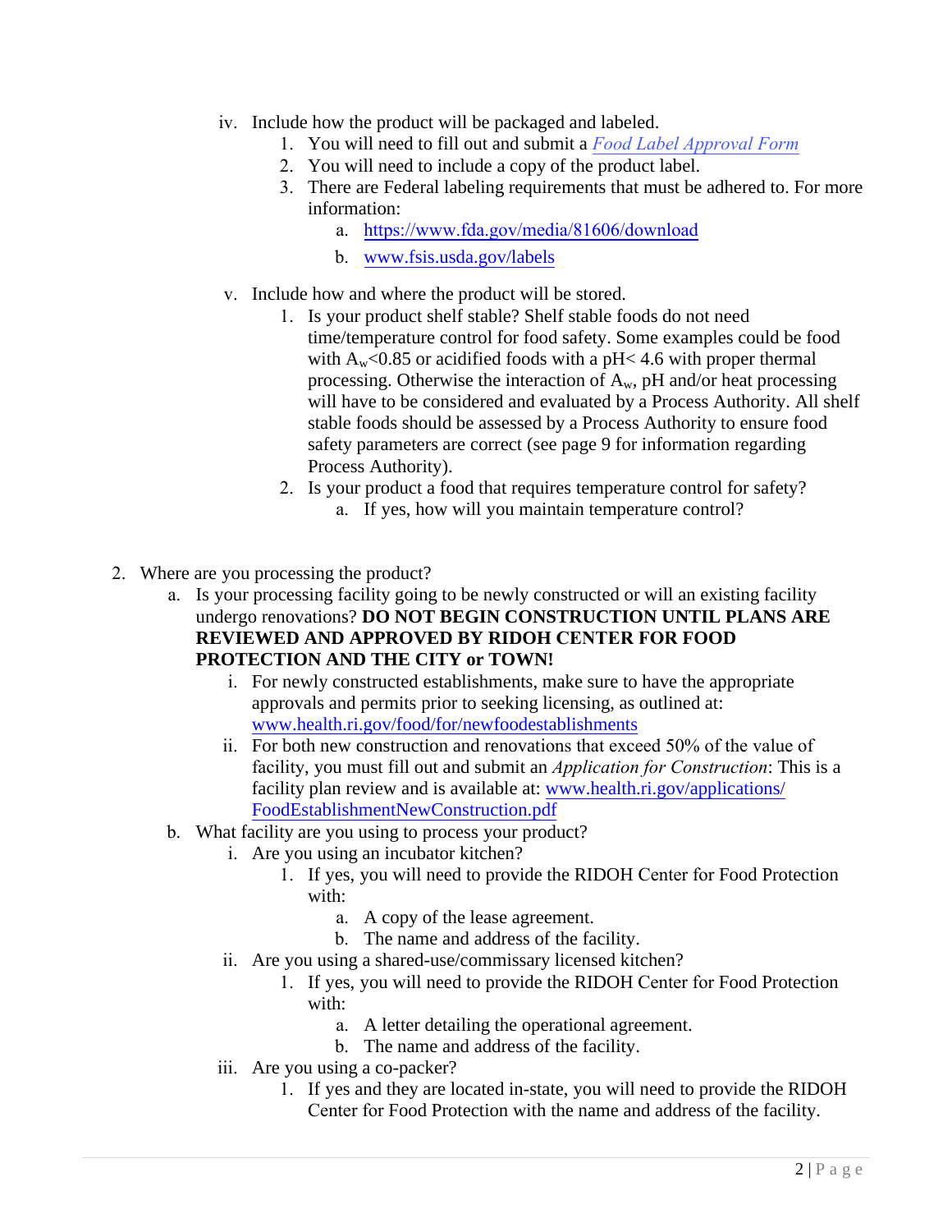iv. Include how the product will be packaged and labeled.
    1. You will need to fill out and submit a *Food Label Approval Form*
    2. You will need to include a copy of the product label.
    3. There are Federal labeling requirements that must be adhered to. For more information:
        a. https://www.fda.gov/media/81606/download
        b. www.fsis.usda.gov/labels

v. Include how and where the product will be stored.
    1. Is your product shelf stable? Shelf stable foods do not need time/temperature control for food safety. Some examples could be food with $A_w$<0.85 or acidified foods with a pH< 4.6 with proper thermal processing. Otherwise the interaction of $A_w$, pH and/or heat processing will have to be considered and evaluated by a Process Authority. All shelf stable foods should be assessed by a Process Authority to ensure food safety parameters are correct (see page 9 for information regarding Process Authority).
    2. Is your product a food that requires temperature control for safety?
        a. If yes, how will you maintain temperature control?

2. Where are you processing the product?
    a. Is your processing facility going to be newly constructed or will an existing facility undergo renovations? **DO NOT BEGIN CONSTRUCTION UNTIL PLANS ARE REVIEWED AND APPROVED BY RIDOH CENTER FOR FOOD PROTECTION AND THE CITY or TOWN!**
        i. For newly constructed establishments, make sure to have the appropriate approvals and permits prior to seeking licensing, as outlined at: www.health.ri.gov/food/for/newfoodestablishments
        ii. For both new construction and renovations that exceed 50% of the value of facility, you must fill out and submit an *Application for Construction*: This is a facility plan review and is available at: www.health.ri.gov/applications/FoodEstablishmentNewConstruction.pdf
    b. What facility are you using to process your product?
        i. Are you using an incubator kitchen?
            1. If yes, you will need to provide the RIDOH Center for Food Protection with:
                a. A copy of the lease agreement.
                b. The name and address of the facility.
        ii. Are you using a shared-use/commissary licensed kitchen?
            1. If yes, you will need to provide the RIDOH Center for Food Protection with:
                a. A letter detailing the operational agreement.
                b. The name and address of the facility.
        iii. Are you using a co-packer?
            1. If yes and they are located in-state, you will need to provide the RIDOH Center for Food Protection with the name and address of the facility.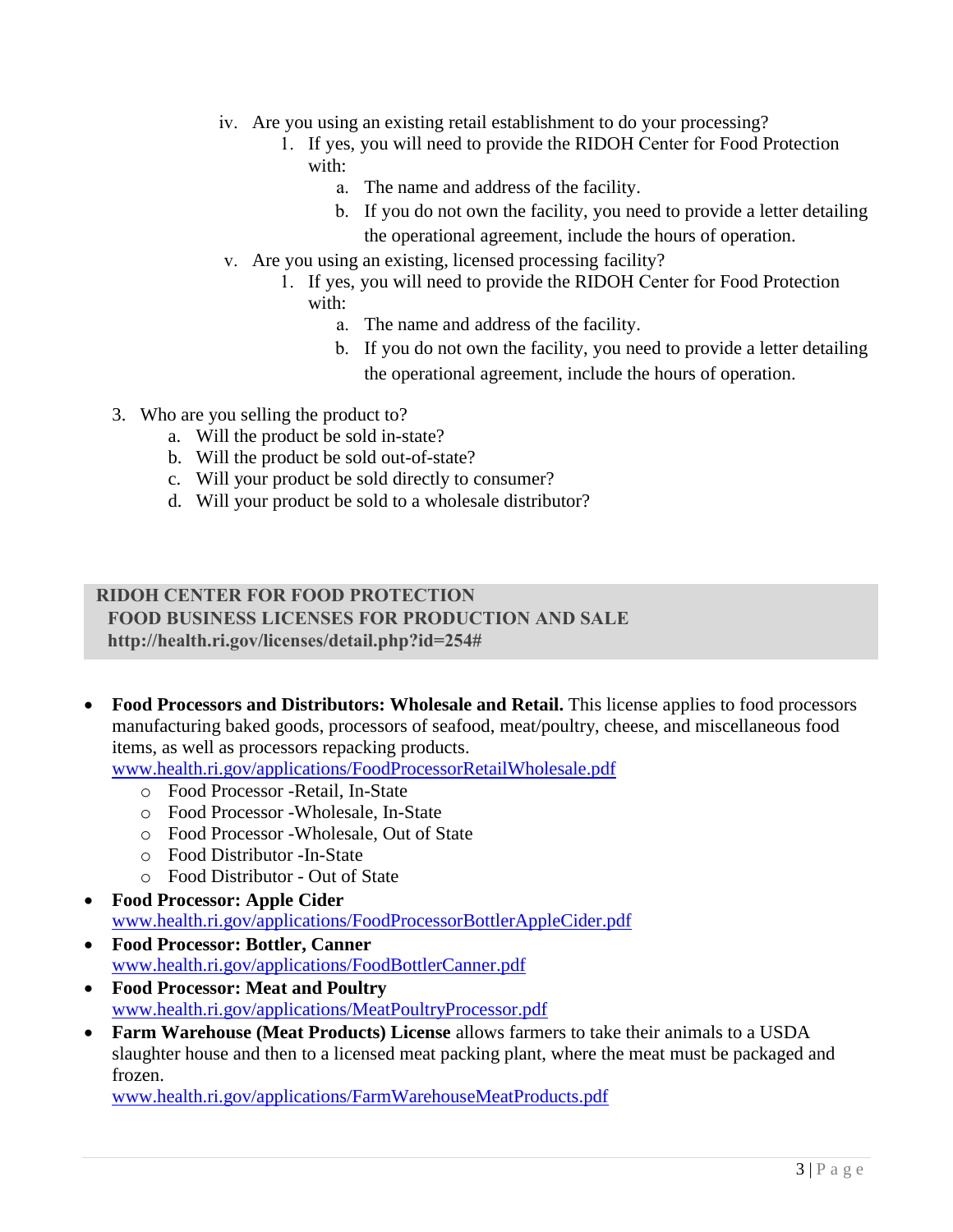iv. Are you using an existing retail establishment to do your processing?
   1. If yes, you will need to provide the RIDOH Center for Food Protection with:
      a. The name and address of the facility.
      b. If you do not own the facility, you need to provide a letter detailing the operational agreement, include the hours of operation.

v. Are you using an existing, licensed processing facility?
   1. If yes, you will need to provide the RIDOH Center for Food Protection with:
      a. The name and address of the facility.
      b. If you do not own the facility, you need to provide a letter detailing the operational agreement, include the hours of operation.

3. Who are you selling the product to?
   a. Will the product be sold in-state?
   b. Will the product be sold out-of-state?
   c. Will your product be sold directly to consumer?
   d. Will your product be sold to a wholesale distributor?

## RIDOH CENTER FOR FOOD PROTECTION
## FOOD BUSINESS LICENSES FOR PRODUCTION AND SALE
**http://health.ri.gov/licenses/detail.php?id=254#**

- **Food Processors and Distributors: Wholesale and Retail.** This license applies to food processors manufacturing baked goods, processors of seafood, meat/poultry, cheese, and miscellaneous food items, as well as processors repacking products.
  www.health.ri.gov/applications/FoodProcessorRetailWholesale.pdf
  - Food Processor -Retail, In-State
  - Food Processor -Wholesale, In-State
  - Food Processor -Wholesale, Out of State
  - Food Distributor -In-State
  - Food Distributor - Out of State
- **Food Processor: Apple Cider**
  www.health.ri.gov/applications/FoodProcessorBottlerAppleCider.pdf
- **Food Processor: Bottler, Canner**
  www.health.ri.gov/applications/FoodBottlerCanner.pdf
- **Food Processor: Meat and Poultry**
  www.health.ri.gov/applications/MeatPoultryProcessor.pdf
- **Farm Warehouse (Meat Products) License** allows farmers to take their animals to a USDA slaughter house and then to a licensed meat packing plant, where the meat must be packaged and frozen.
  www.health.ri.gov/applications/FarmWarehouseMeatProducts.pdf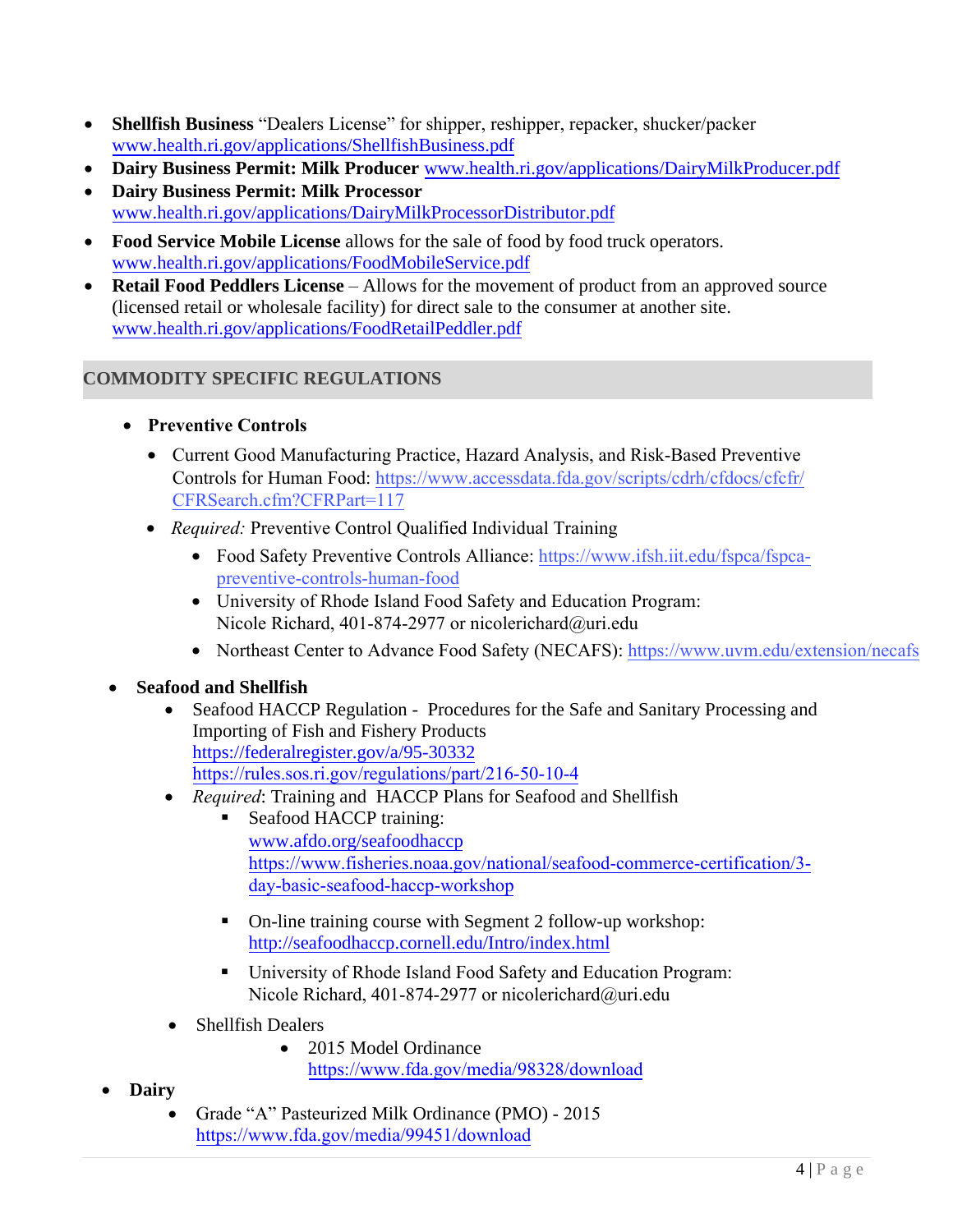- **Shellfish Business** "Dealers License" for shipper, reshipper, repacker, shucker/packer www.health.ri.gov/applications/ShellfishBusiness.pdf
- **Dairy Business Permit: Milk Producer** www.health.ri.gov/applications/DairyMilkProducer.pdf
- **Dairy Business Permit: Milk Processor** www.health.ri.gov/applications/DairyMilkProcessorDistributor.pdf
- **Food Service Mobile License** allows for the sale of food by food truck operators. www.health.ri.gov/applications/FoodMobileService.pdf
- **Retail Food Peddlers License** – Allows for the movement of product from an approved source (licensed retail or wholesale facility) for direct sale to the consumer at another site. www.health.ri.gov/applications/FoodRetailPeddler.pdf

## COMMODITY SPECIFIC REGULATIONS

- **Preventive Controls**
  - Current Good Manufacturing Practice, Hazard Analysis, and Risk-Based Preventive Controls for Human Food: https://www.accessdata.fda.gov/scripts/cdrh/cfdocs/cfcfr/CFRSearch.cfm?CFRPart=117
  - *Required:* Preventive Control Qualified Individual Training
    - Food Safety Preventive Controls Alliance: https://www.ifsh.iit.edu/fspca/fspca-preventive-controls-human-food
    - University of Rhode Island Food Safety and Education Program: Nicole Richard, 401-874-2977 or nicolerichard@uri.edu
    - Northeast Center to Advance Food Safety (NECAFS): https://www.uvm.edu/extension/necafs
- **Seafood and Shellfish**
  - Seafood HACCP Regulation - Procedures for the Safe and Sanitary Processing and Importing of Fish and Fishery Products
    https://federalregister.gov/a/95-30332
    https://rules.sos.ri.gov/regulations/part/216-50-10-4
  - *Required*: Training and HACCP Plans for Seafood and Shellfish
    - Seafood HACCP training:
      www.afdo.org/seafoodhaccp
      https://www.fisheries.noaa.gov/national/seafood-commerce-certification/3-day-basic-seafood-haccp-workshop
    - On-line training course with Segment 2 follow-up workshop: http://seafoodhaccp.cornell.edu/Intro/index.html
    - University of Rhode Island Food Safety and Education Program: Nicole Richard, 401-874-2977 or nicolerichard@uri.edu
  - Shellfish Dealers
    - 2015 Model Ordinance
      https://www.fda.gov/media/98328/download
- **Dairy**
  - Grade "A" Pasteurized Milk Ordinance (PMO) - 2015
    https://www.fda.gov/media/99451/download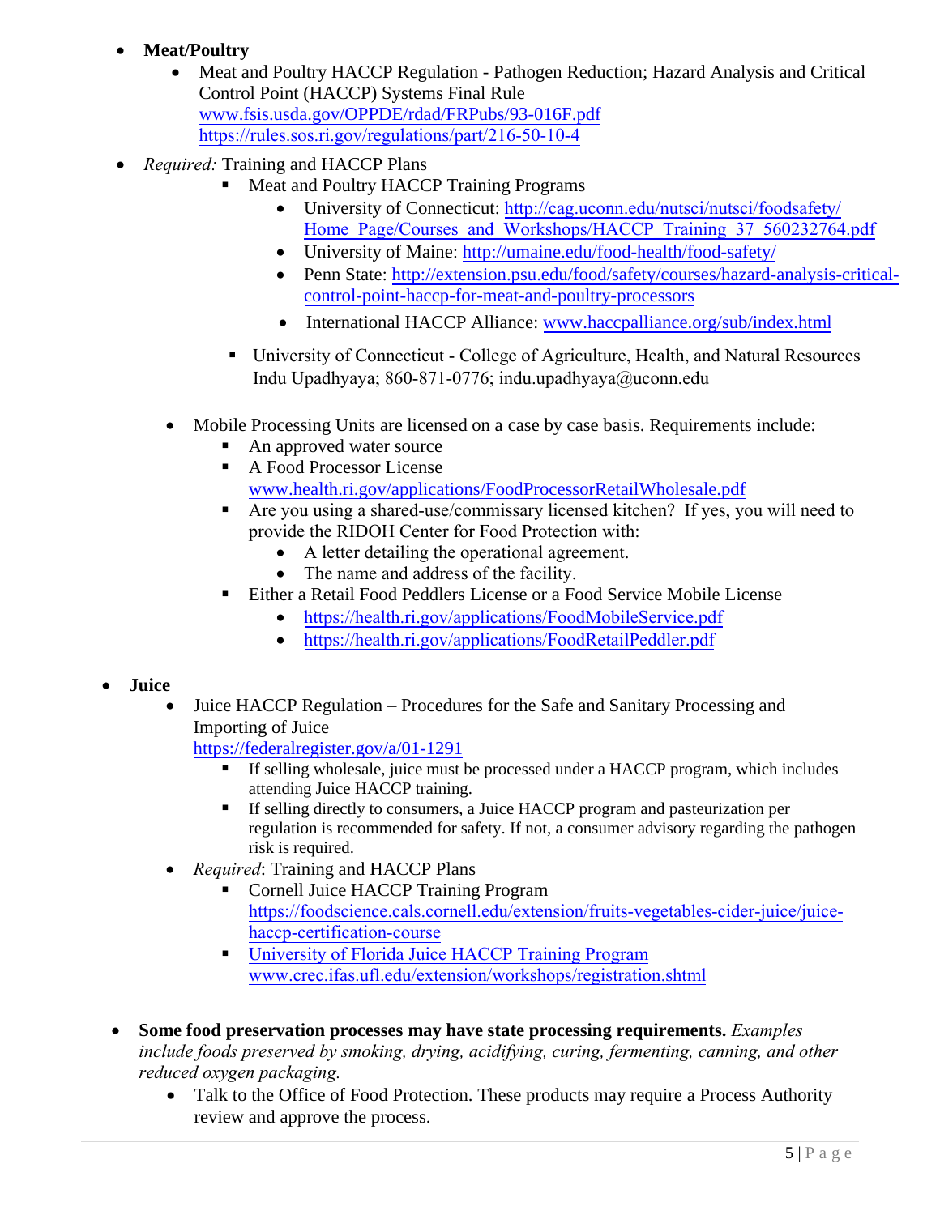- **Meat/Poultry**
  - Meat and Poultry HACCP Regulation - Pathogen Reduction; Hazard Analysis and Critical Control Point (HACCP) Systems Final Rule
    www.fsis.usda.gov/OPPDE/rdad/FRPubs/93-016F.pdf
    https://rules.sos.ri.gov/regulations/part/216-50-10-4
- *Required:* Training and HACCP Plans
  - Meat and Poultry HACCP Training Programs
    - University of Connecticut: http://cag.uconn.edu/nutsci/nutsci/foodsafety/Home_Page/Courses_and_Workshops/HACCP_Training_37_560232764.pdf
    - University of Maine: http://umaine.edu/food-health/food-safety/
    - Penn State: http://extension.psu.edu/food/safety/courses/hazard-analysis-critical-control-point-haccp-for-meat-and-poultry-processors
    - International HACCP Alliance: www.haccpalliance.org/sub/index.html
  - University of Connecticut - College of Agriculture, Health, and Natural Resources
    Indu Upadhyaya; 860-871-0776; indu.upadhyaya@uconn.edu
  - Mobile Processing Units are licensed on a case by case basis. Requirements include:
    - An approved water source
    - A Food Processor License
      www.health.ri.gov/applications/FoodProcessorRetailWholesale.pdf
    - Are you using a shared-use/commissary licensed kitchen? If yes, you will need to provide the RIDOH Center for Food Protection with:
      - A letter detailing the operational agreement.
      - The name and address of the facility.
    - Either a Retail Food Peddlers License or a Food Service Mobile License
      - https://health.ri.gov/applications/FoodMobileService.pdf
      - https://health.ri.gov/applications/FoodRetailPeddler.pdf

- **Juice**
  - Juice HACCP Regulation – Procedures for the Safe and Sanitary Processing and Importing of Juice
    https://federalregister.gov/a/01-1291
    - If selling wholesale, juice must be processed under a HACCP program, which includes attending Juice HACCP training.
    - If selling directly to consumers, a Juice HACCP program and pasteurization per regulation is recommended for safety. If not, a consumer advisory regarding the pathogen risk is required.
  - *Required*: Training and HACCP Plans
    - Cornell Juice HACCP Training Program
      https://foodscience.cals.cornell.edu/extension/fruits-vegetables-cider-juice/juice-haccp-certification-course
    - University of Florida Juice HACCP Training Program
      www.crec.ifas.ufl.edu/extension/workshops/registration.shtml

- **Some food preservation processes may have state processing requirements.** *Examples include foods preserved by smoking, drying, acidifying, curing, fermenting, canning, and other reduced oxygen packaging.*
  - Talk to the Office of Food Protection. These products may require a Process Authority review and approve the process.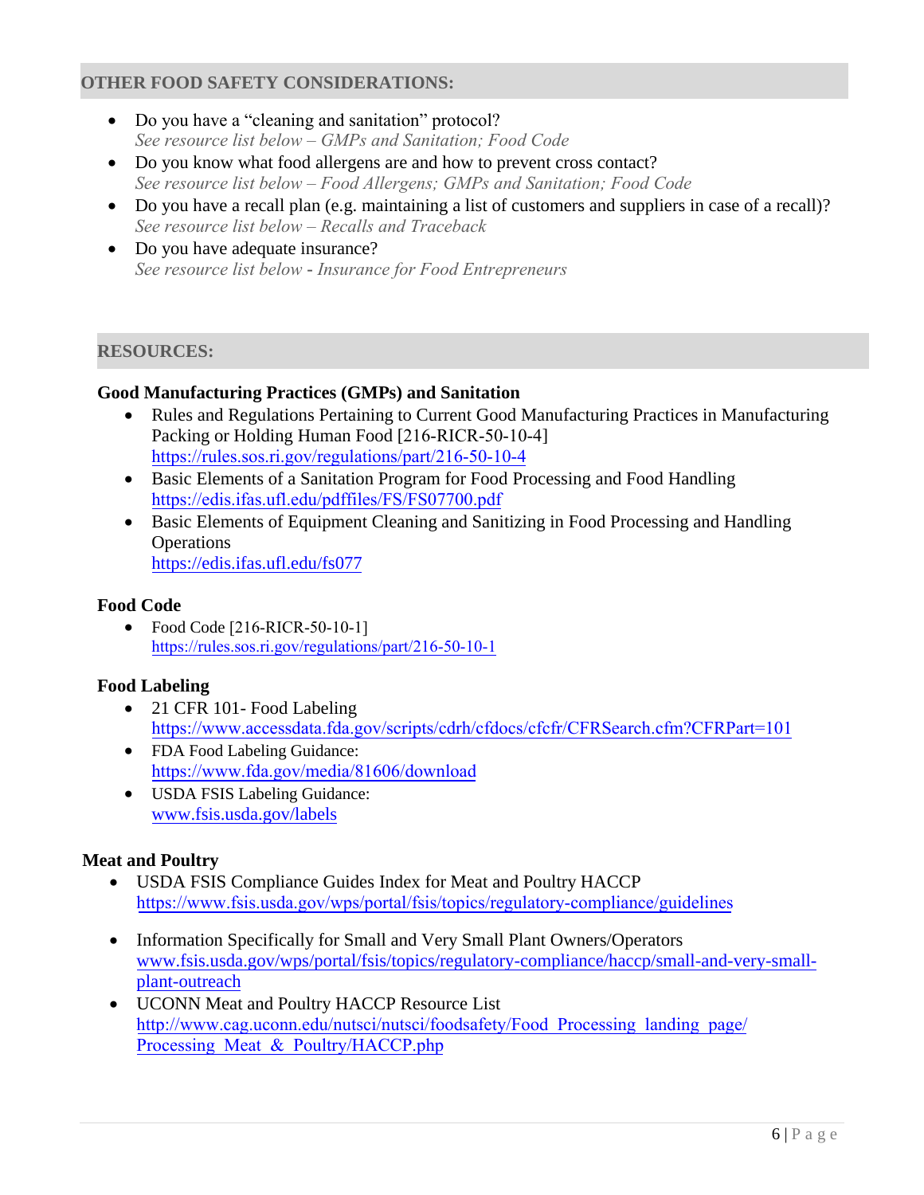## OTHER FOOD SAFETY CONSIDERATIONS:

- Do you have a "cleaning and sanitation" protocol?
  *See resource list below – GMPs and Sanitation; Food Code*
- Do you know what food allergens are and how to prevent cross contact?
  *See resource list below – Food Allergens; GMPs and Sanitation; Food Code*
- Do you have a recall plan (e.g. maintaining a list of customers and suppliers in case of a recall)?
  *See resource list below – Recalls and Traceback*
- Do you have adequate insurance?
  *See resource list below - Insurance for Food Entrepreneurs*

## RESOURCES:

### Good Manufacturing Practices (GMPs) and Sanitation

- Rules and Regulations Pertaining to Current Good Manufacturing Practices in Manufacturing Packing or Holding Human Food [216-RICR-50-10-4]
  https://rules.sos.ri.gov/regulations/part/216-50-10-4
- Basic Elements of a Sanitation Program for Food Processing and Food Handling
  https://edis.ifas.ufl.edu/pdffiles/FS/FS07700.pdf
- Basic Elements of Equipment Cleaning and Sanitizing in Food Processing and Handling Operations
  https://edis.ifas.ufl.edu/fs077

### Food Code

- Food Code [216-RICR-50-10-1]
  https://rules.sos.ri.gov/regulations/part/216-50-10-1

### Food Labeling

- 21 CFR 101- Food Labeling
  https://www.accessdata.fda.gov/scripts/cdrh/cfdocs/cfcfr/CFRSearch.cfm?CFRPart=101
- FDA Food Labeling Guidance:
  https://www.fda.gov/media/81606/download
- USDA FSIS Labeling Guidance:
  www.fsis.usda.gov/labels

### Meat and Poultry

- USDA FSIS Compliance Guides Index for Meat and Poultry HACCP
  https://www.fsis.usda.gov/wps/portal/fsis/topics/regulatory-compliance/guidelines
- Information Specifically for Small and Very Small Plant Owners/Operators
  www.fsis.usda.gov/wps/portal/fsis/topics/regulatory-compliance/haccp/small-and-very-small-plant-outreach
- UCONN Meat and Poultry HACCP Resource List
  http://www.cag.uconn.edu/nutsci/nutsci/foodsafety/Food_Processing_landing_page/Processing_Meat_&_Poultry/HACCP.php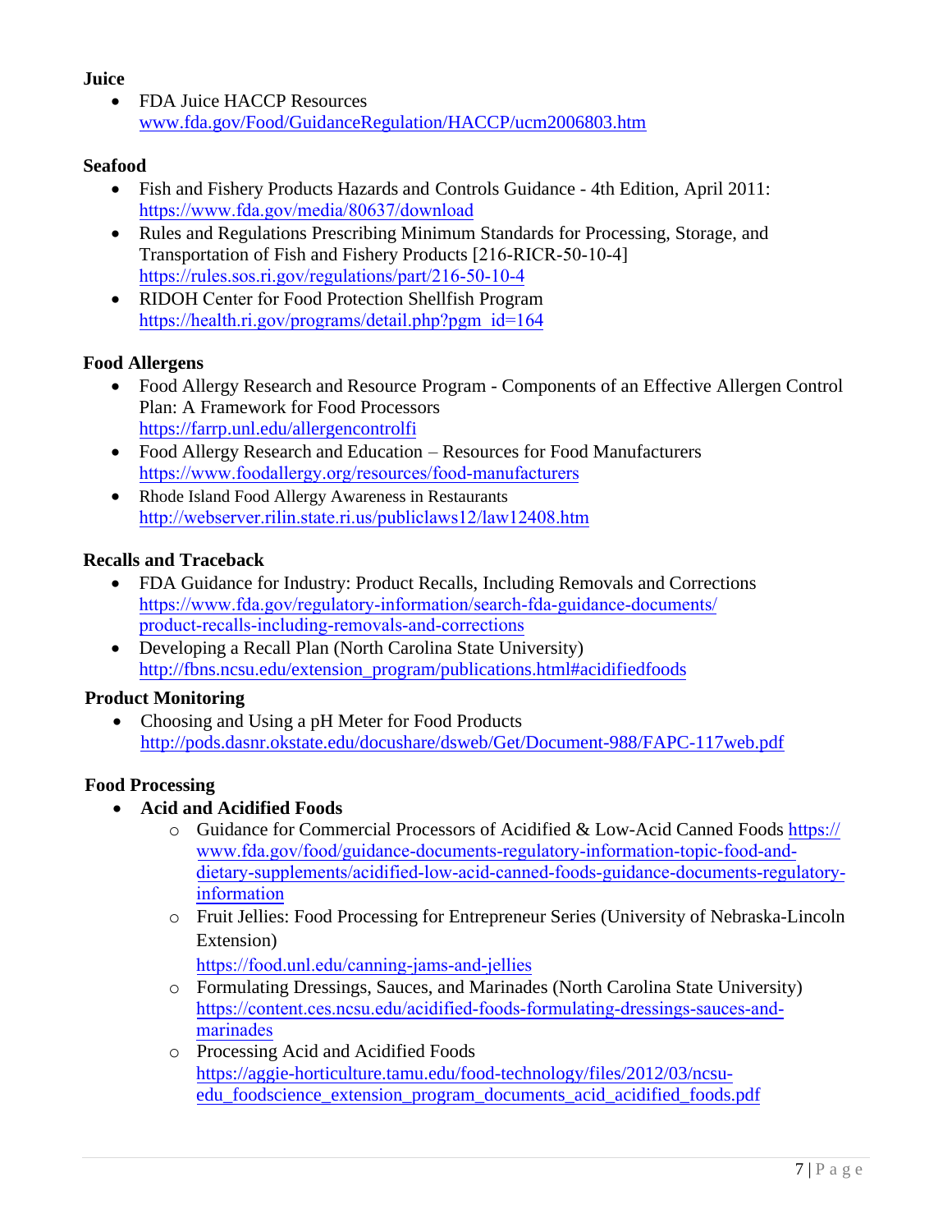**Juice**

- FDA Juice HACCP Resources
  www.fda.gov/Food/GuidanceRegulation/HACCP/ucm2006803.htm

**Seafood**

- Fish and Fishery Products Hazards and Controls Guidance - 4th Edition, April 2011: https://www.fda.gov/media/80637/download
- Rules and Regulations Prescribing Minimum Standards for Processing, Storage, and Transportation of Fish and Fishery Products [216-RICR-50-10-4] https://rules.sos.ri.gov/regulations/part/216-50-10-4
- RIDOH Center for Food Protection Shellfish Program https://health.ri.gov/programs/detail.php?pgm_id=164

**Food Allergens**

- Food Allergy Research and Resource Program - Components of an Effective Allergen Control Plan: A Framework for Food Processors https://farrp.unl.edu/allergencontrolfi
- Food Allergy Research and Education – Resources for Food Manufacturers https://www.foodallergy.org/resources/food-manufacturers
- Rhode Island Food Allergy Awareness in Restaurants http://webserver.rilin.state.ri.us/publiclaws12/law12408.htm

**Recalls and Traceback**

- FDA Guidance for Industry: Product Recalls, Including Removals and Corrections https://www.fda.gov/regulatory-information/search-fda-guidance-documents/product-recalls-including-removals-and-corrections
- Developing a Recall Plan (North Carolina State University) http://fbns.ncsu.edu/extension_program/publications.html#acidifiedfoods

**Product Monitoring**

- Choosing and Using a pH Meter for Food Products http://pods.dasnr.okstate.edu/docushare/dsweb/Get/Document-988/FAPC-117web.pdf

**Food Processing**

- **Acid and Acidified Foods**
  - Guidance for Commercial Processors of Acidified & Low-Acid Canned Foods https://www.fda.gov/food/guidance-documents-regulatory-information-topic-food-and-dietary-supplements/acidified-low-acid-canned-foods-guidance-documents-regulatory-information
  - Fruit Jellies: Food Processing for Entrepreneur Series (University of Nebraska-Lincoln Extension) https://food.unl.edu/canning-jams-and-jellies
  - Formulating Dressings, Sauces, and Marinades (North Carolina State University) https://content.ces.ncsu.edu/acidified-foods-formulating-dressings-sauces-and-marinades
  - Processing Acid and Acidified Foods https://aggie-horticulture.tamu.edu/food-technology/files/2012/03/ncsu-edu_foodscience_extension_program_documents_acid_acidified_foods.pdf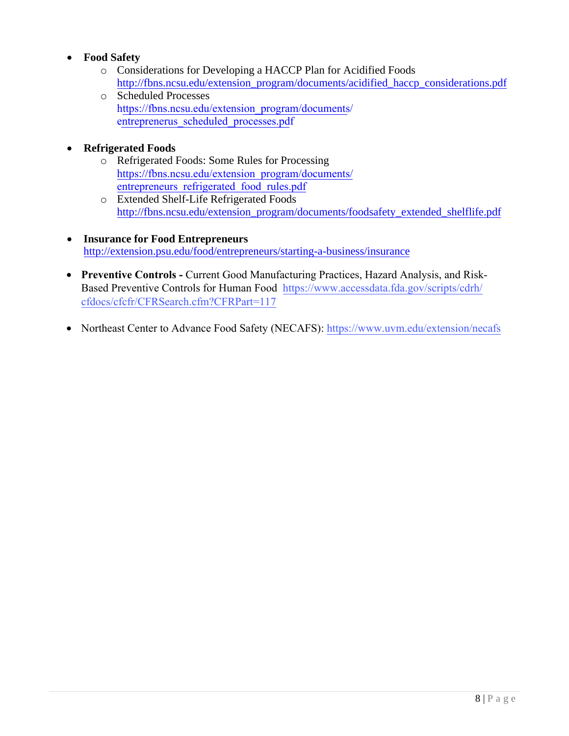- **Food Safety**
  - Considerations for Developing a HACCP Plan for Acidified Foods
    http://fbns.ncsu.edu/extension_program/documents/acidified_haccp_considerations.pdf
  - Scheduled Processes
    https://fbns.ncsu.edu/extension_program/documents/entreprenerus_scheduled_processes.pdf

- **Refrigerated Foods**
  - Refrigerated Foods: Some Rules for Processing
    https://fbns.ncsu.edu/extension_program/documents/entrepreneurs_refrigerated_food_rules.pdf
  - Extended Shelf-Life Refrigerated Foods
    http://fbns.ncsu.edu/extension_program/documents/foodsafety_extended_shelflife.pdf

- **Insurance for Food Entrepreneurs**
  http://extension.psu.edu/food/entrepreneurs/starting-a-business/insurance

- **Preventive Controls -** Current Good Manufacturing Practices, Hazard Analysis, and Risk-Based Preventive Controls for Human Food https://www.accessdata.fda.gov/scripts/cdrh/cfdocs/cfcfr/CFRSearch.cfm?CFRPart=117

- Northeast Center to Advance Food Safety (NECAFS): https://www.uvm.edu/extension/necafs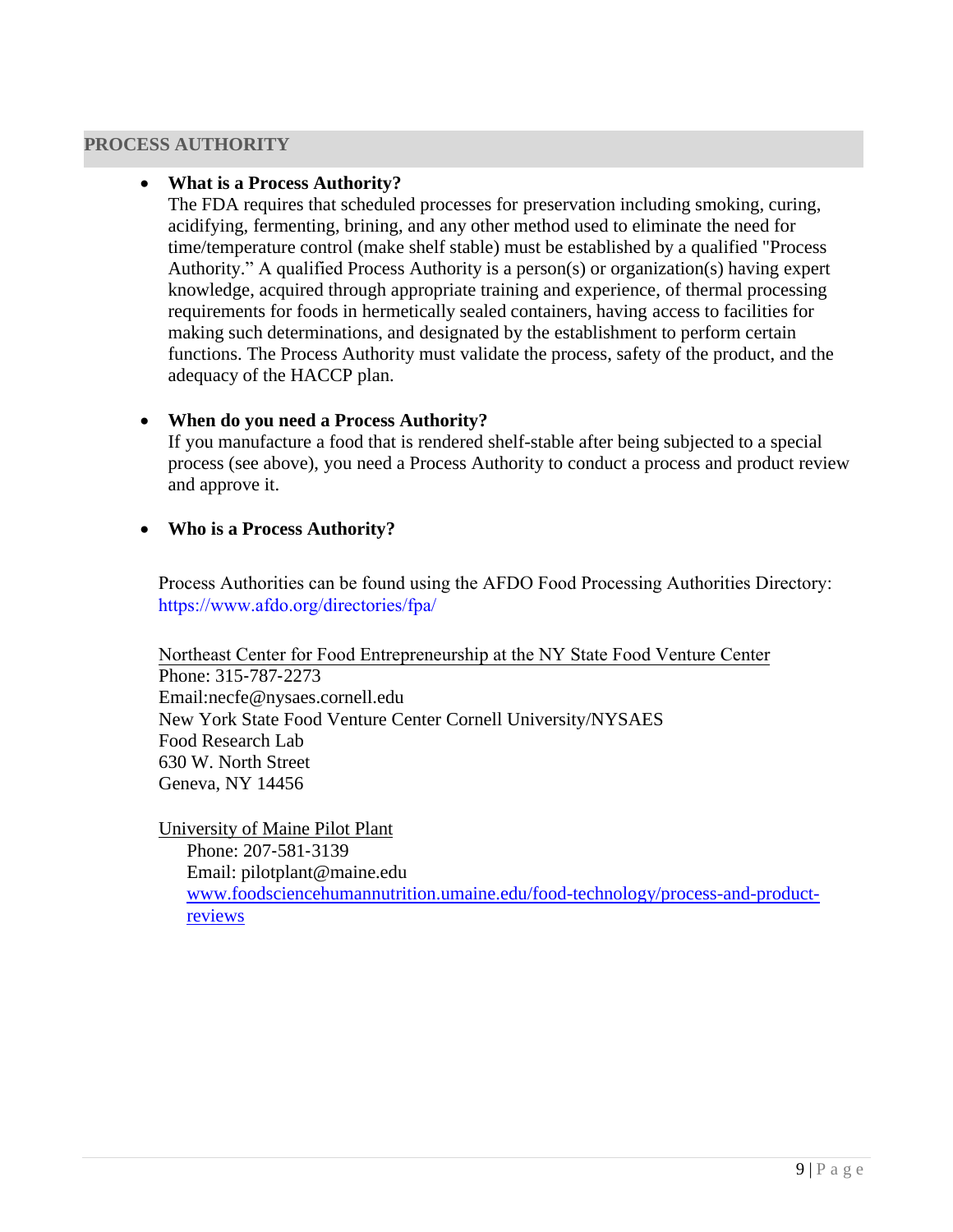## PROCESS AUTHORITY

- **What is a Process Authority?**
  The FDA requires that scheduled processes for preservation including smoking, curing, acidifying, fermenting, brining, and any other method used to eliminate the need for time/temperature control (make shelf stable) must be established by a qualified "Process Authority." A qualified Process Authority is a person(s) or organization(s) having expert knowledge, acquired through appropriate training and experience, of thermal processing requirements for foods in hermetically sealed containers, having access to facilities for making such determinations, and designated by the establishment to perform certain functions. The Process Authority must validate the process, safety of the product, and the adequacy of the HACCP plan.

- **When do you need a Process Authority?**
  If you manufacture a food that is rendered shelf-stable after being subjected to a special process (see above), you need a Process Authority to conduct a process and product review and approve it.

- **Who is a Process Authority?**

  Process Authorities can be found using the AFDO Food Processing Authorities Directory: https://www.afdo.org/directories/fpa/

  Northeast Center for Food Entrepreneurship at the NY State Food Venture Center
  Phone: 315-787-2273
  Email:necfe@nysaes.cornell.edu
  New York State Food Venture Center Cornell University/NYSAES
  Food Research Lab
  630 W. North Street
  Geneva, NY 14456

  University of Maine Pilot Plant
  Phone: 207-581-3139
  Email: pilotplant@maine.edu
  www.foodsciencehumannutrition.umaine.edu/food-technology/process-and-product-reviews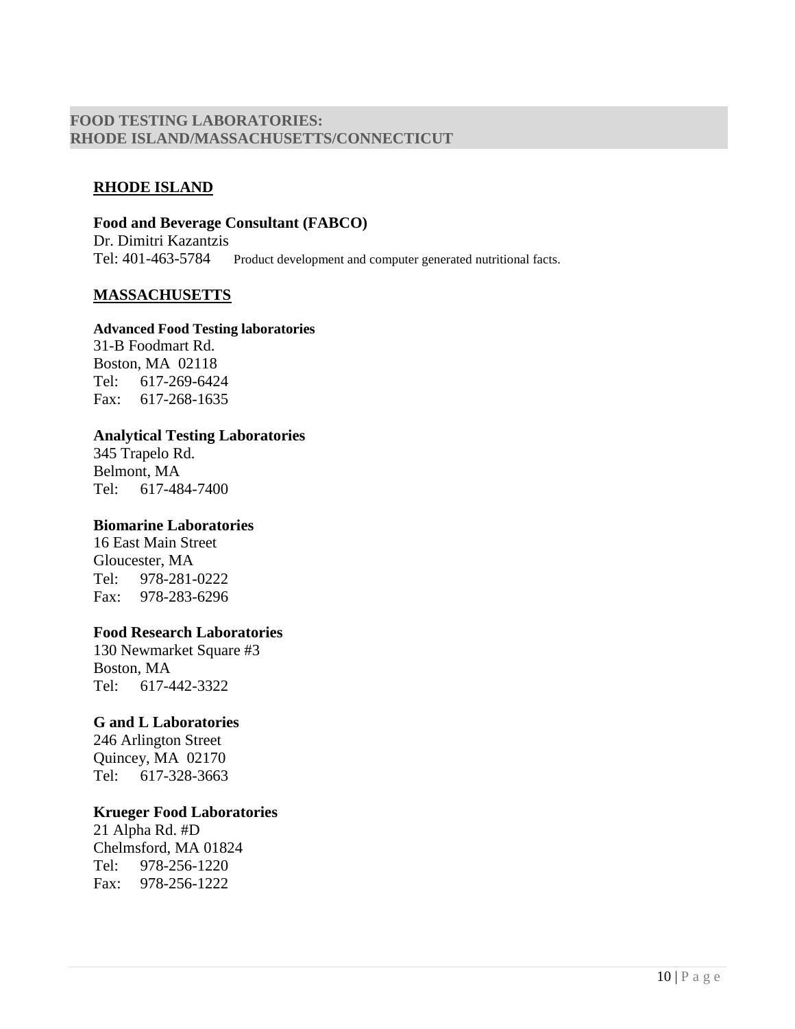## FOOD TESTING LABORATORIES: RHODE ISLAND/MASSACHUSETTS/CONNECTICUT

### RHODE ISLAND

**Food and Beverage Consultant (FABCO)**
Dr. Dimitri Kazantzis
Tel: 401-463-5784 Product development and computer generated nutritional facts.

### MASSACHUSETTS

**Advanced Food Testing laboratories**
31-B Foodmart Rd.
Boston, MA 02118
Tel: 617-269-6424
Fax: 617-268-1635

**Analytical Testing Laboratories**
345 Trapelo Rd.
Belmont, MA
Tel: 617-484-7400

**Biomarine Laboratories**
16 East Main Street
Gloucester, MA
Tel: 978-281-0222
Fax: 978-283-6296

**Food Research Laboratories**
130 Newmarket Square #3
Boston, MA
Tel: 617-442-3322

**G and L Laboratories**
246 Arlington Street
Quincey, MA 02170
Tel: 617-328-3663

**Krueger Food Laboratories**
21 Alpha Rd. #D
Chelmsford, MA 01824
Tel: 978-256-1220
Fax: 978-256-1222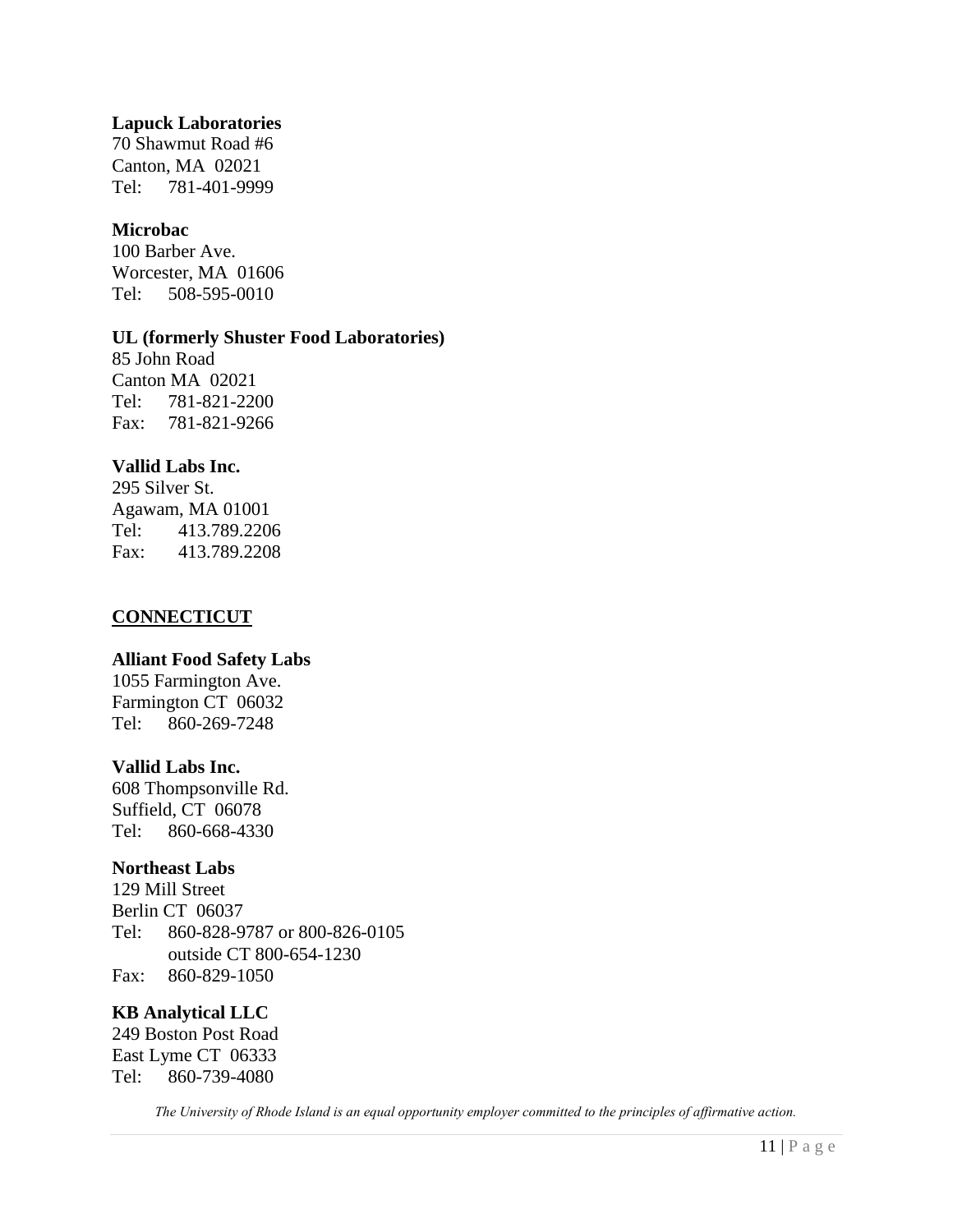**Lapuck Laboratories**
70 Shawmut Road #6
Canton, MA 02021
Tel: 781-401-9999

**Microbac**
100 Barber Ave.
Worcester, MA 01606
Tel: 508-595-0010

**UL (formerly Shuster Food Laboratories)**
85 John Road
Canton MA 02021
Tel: 781-821-2200
Fax: 781-821-9266

**Vallid Labs Inc.**
295 Silver St.
Agawam, MA 01001
Tel: 413.789.2206
Fax: 413.789.2208

## CONNECTICUT

**Alliant Food Safety Labs**
1055 Farmington Ave.
Farmington CT 06032
Tel: 860-269-7248

**Vallid Labs Inc.**
608 Thompsonville Rd.
Suffield, CT 06078
Tel: 860-668-4330

**Northeast Labs**
129 Mill Street
Berlin CT 06037
Tel: 860-828-9787 or 800-826-0105
outside CT 800-654-1230
Fax: 860-829-1050

**KB Analytical LLC**
249 Boston Post Road
East Lyme CT 06333
Tel: 860-739-4080

*The University of Rhode Island is an equal opportunity employer committed to the principles of affirmative action.*